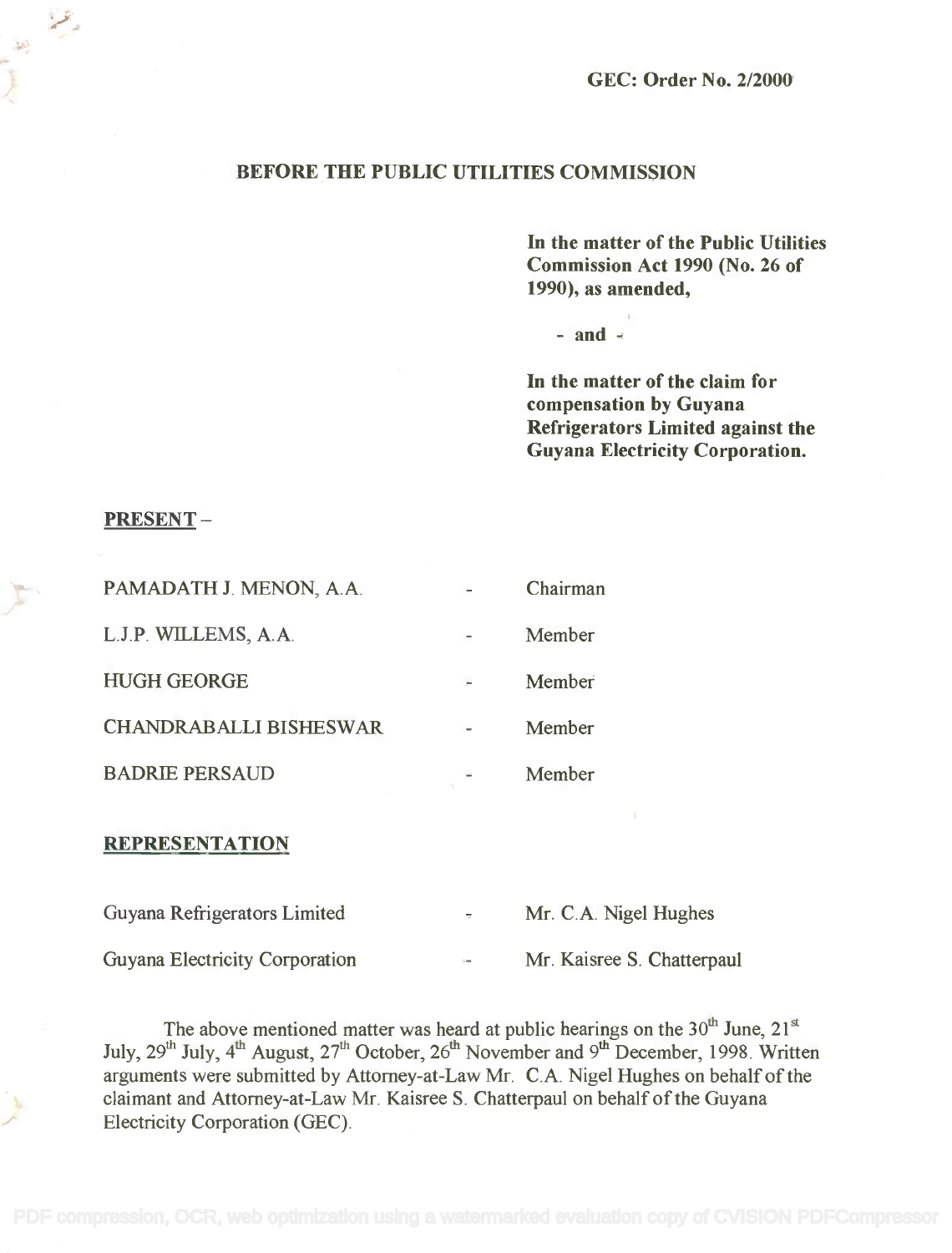**GEC: Order No. 2/2000**

## BEFORE THE PUBLIC UTILITIES COMMISSION

**In the matter of the Public Utilities Commission Act 1990 (No. 26 of 1990), as amended,**

**- and -**

**In the matter of the claim for compensation by Guyana Refrigerators Limited against the Guyana Electricity Corporation.**

**PRESENT –**

| | | |
|---|---|---|
| PAMADATH J. MENON, A.A. | - | Chairman |
| L.J.P. WILLEMS, A.A. | - | Member |
| HUGH GEORGE | - | Member |
| CHANDRABALLI BISHESWAR | - | Member |
| BADRIE PERSAUD | - | Member |

**REPRESENTATION**

| | | |
|---|---|---|
| Guyana Refrigerators Limited | - | Mr. C.A. Nigel Hughes |
| Guyana Electricity Corporation | - | Mr. Kaisree S. Chatterpaul |

The above mentioned matter was heard at public hearings on the 30th June, 21st July, 29th July, 4th August, 27th October, 26th November and 9th December, 1998. Written arguments were submitted by Attorney-at-Law Mr. C.A. Nigel Hughes on behalf of the claimant and Attorney-at-Law Mr. Kaisree S. Chatterpaul on behalf of the Guyana Electricity Corporation (GEC).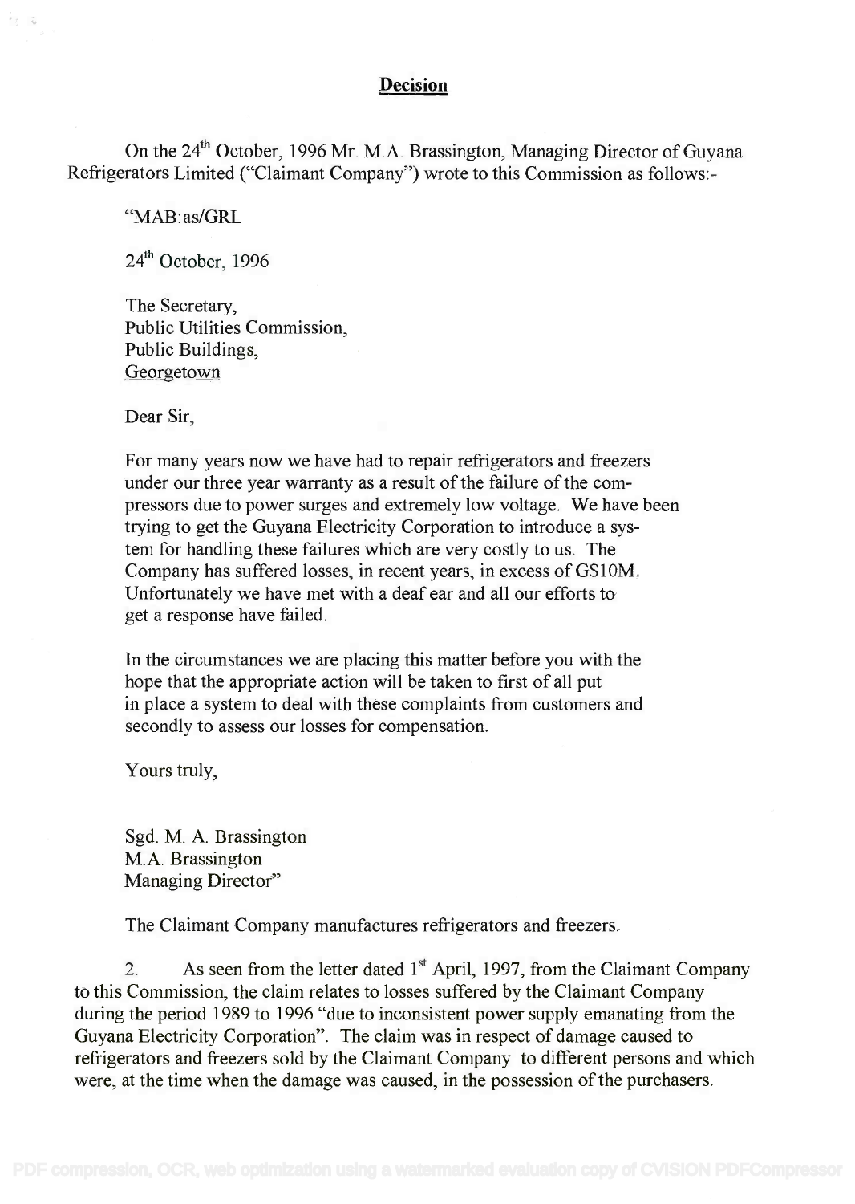**Decision**

On the 24th October, 1996 Mr. M.A. Brassington, Managing Director of Guyana Refrigerators Limited ("Claimant Company") wrote to this Commission as follows:-

"MAB:as/GRL

24th October, 1996

The Secretary,
Public Utilities Commission,
Public Buildings,
Georgetown

Dear Sir,

For many years now we have had to repair refrigerators and freezers under our three year warranty as a result of the failure of the compressors due to power surges and extremely low voltage. We have been trying to get the Guyana Electricity Corporation to introduce a system for handling these failures which are very costly to us. The Company has suffered losses, in recent years, in excess of G$10M. Unfortunately we have met with a deaf ear and all our efforts to get a response have failed.

In the circumstances we are placing this matter before you with the hope that the appropriate action will be taken to first of all put in place a system to deal with these complaints from customers and secondly to assess our losses for compensation.

Yours truly,

Sgd. M. A. Brassington
M.A. Brassington
Managing Director"

The Claimant Company manufactures refrigerators and freezers.

2. As seen from the letter dated 1st April, 1997, from the Claimant Company to this Commission, the claim relates to losses suffered by the Claimant Company during the period 1989 to 1996 "due to inconsistent power supply emanating from the Guyana Electricity Corporation". The claim was in respect of damage caused to refrigerators and freezers sold by the Claimant Company to different persons and which were, at the time when the damage was caused, in the possession of the purchasers.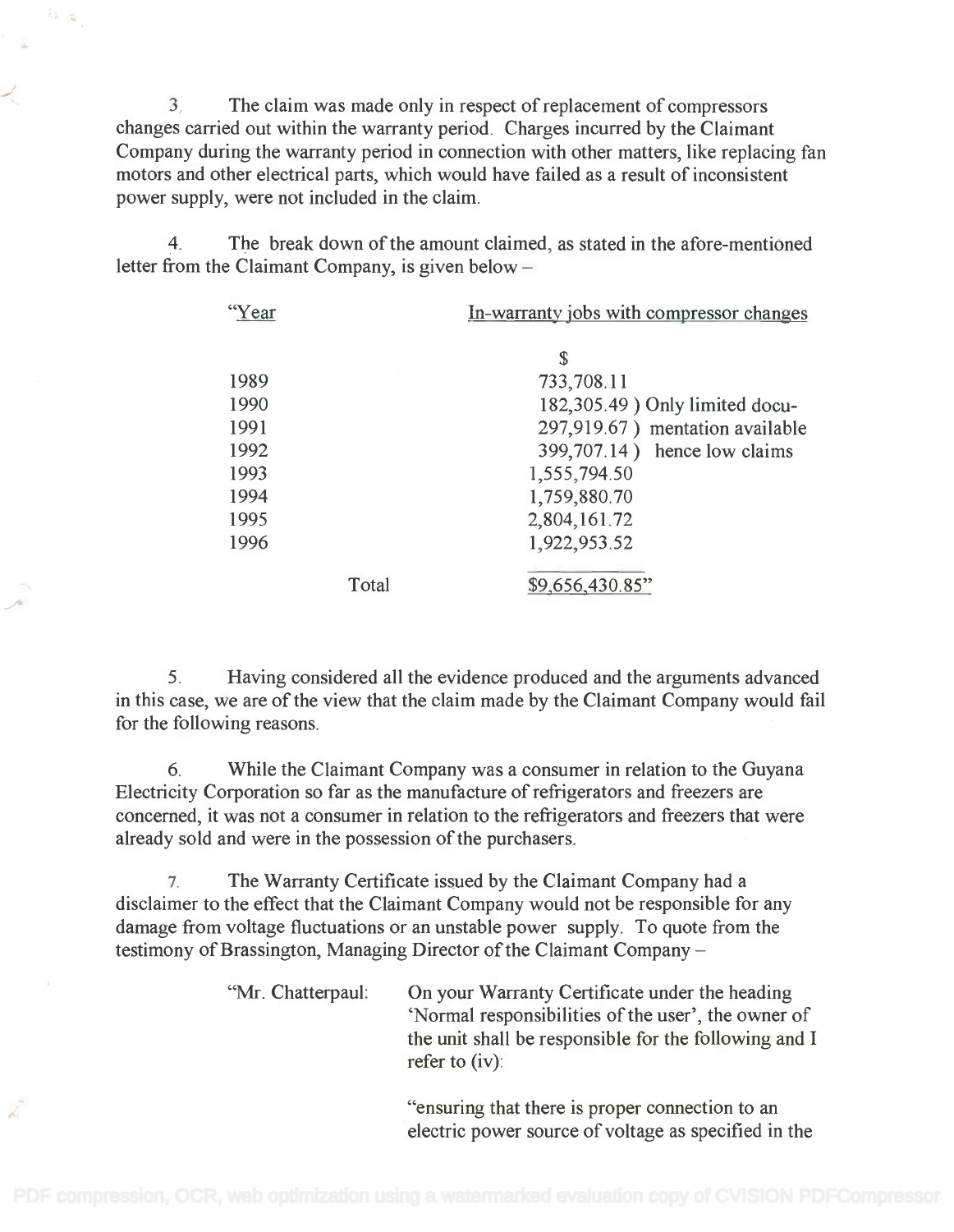3. The claim was made only in respect of replacement of compressors changes carried out within the warranty period. Charges incurred by the Claimant Company during the warranty period in connection with other matters, like replacing fan motors and other electrical parts, which would have failed as a result of inconsistent power supply, were not included in the claim.

4. The break down of the amount claimed, as stated in the afore-mentioned letter from the Claimant Company, is given below –

| "Year | In-warranty jobs with compressor changes |
|---|---|
| | $ |
| 1989 | 733,708.11 |
| 1990 | 182,305.49 ) Only limited docu- |
| 1991 | 297,919.67 ) mentation available |
| 1992 | 399,707.14 ) hence low claims |
| 1993 | 1,555,794.50 |
| 1994 | 1,759,880.70 |
| 1995 | 2,804,161.72 |
| 1996 | 1,922,953.52 |
| Total | $9,656,430.85" |

5. Having considered all the evidence produced and the arguments advanced in this case, we are of the view that the claim made by the Claimant Company would fail for the following reasons.

6. While the Claimant Company was a consumer in relation to the Guyana Electricity Corporation so far as the manufacture of refrigerators and freezers are concerned, it was not a consumer in relation to the refrigerators and freezers that were already sold and were in the possession of the purchasers.

7. The Warranty Certificate issued by the Claimant Company had a disclaimer to the effect that the Claimant Company would not be responsible for any damage from voltage fluctuations or an unstable power supply. To quote from the testimony of Brassington, Managing Director of the Claimant Company –

> "Mr. Chatterpaul: On your Warranty Certificate under the heading 'Normal responsibilities of the user', the owner of the unit shall be responsible for the following and I refer to (iv):
>
> "ensuring that there is proper connection to an electric power source of voltage as specified in the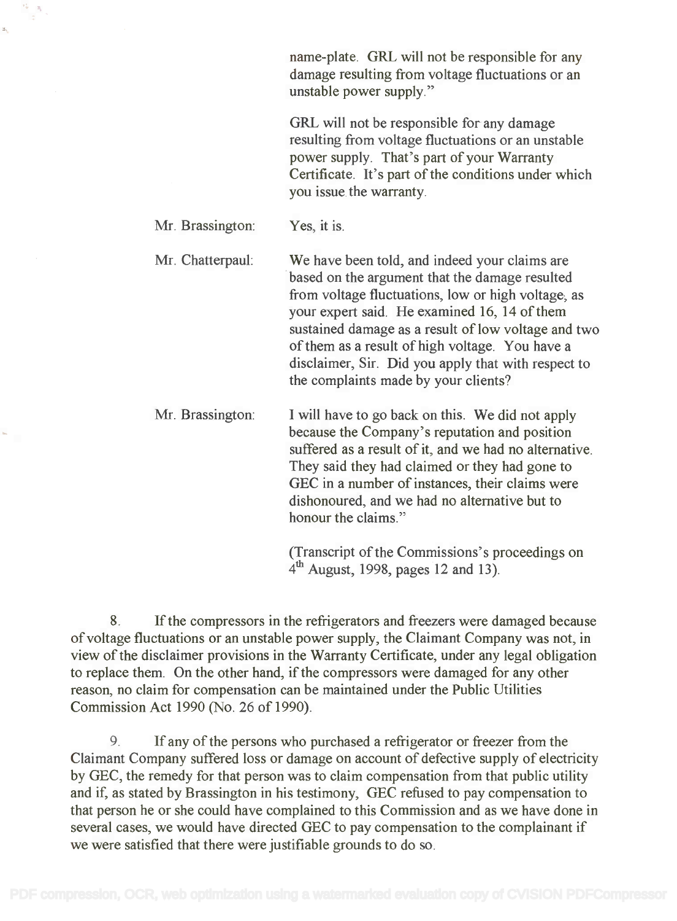name-plate. GRL will not be responsible for any damage resulting from voltage fluctuations or an unstable power supply."

GRL will not be responsible for any damage resulting from voltage fluctuations or an unstable power supply. That's part of your Warranty Certificate. It's part of the conditions under which you issue the warranty.

Mr. Brassington: Yes, it is.

Mr. Chatterpaul: We have been told, and indeed your claims are based on the argument that the damage resulted from voltage fluctuations, low or high voltage, as your expert said. He examined 16, 14 of them sustained damage as a result of low voltage and two of them as a result of high voltage. You have a disclaimer, Sir. Did you apply that with respect to the complaints made by your clients?

Mr. Brassington: I will have to go back on this. We did not apply because the Company's reputation and position suffered as a result of it, and we had no alternative. They said they had claimed or they had gone to GEC in a number of instances, their claims were dishonoured, and we had no alternative but to honour the claims."

(Transcript of the Commissions's proceedings on 4th August, 1998, pages 12 and 13).

8. If the compressors in the refrigerators and freezers were damaged because of voltage fluctuations or an unstable power supply, the Claimant Company was not, in view of the disclaimer provisions in the Warranty Certificate, under any legal obligation to replace them. On the other hand, if the compressors were damaged for any other reason, no claim for compensation can be maintained under the Public Utilities Commission Act 1990 (No. 26 of 1990).

9. If any of the persons who purchased a refrigerator or freezer from the Claimant Company suffered loss or damage on account of defective supply of electricity by GEC, the remedy for that person was to claim compensation from that public utility and if, as stated by Brassington in his testimony, GEC refused to pay compensation to that person he or she could have complained to this Commission and as we have done in several cases, we would have directed GEC to pay compensation to the complainant if we were satisfied that there were justifiable grounds to do so.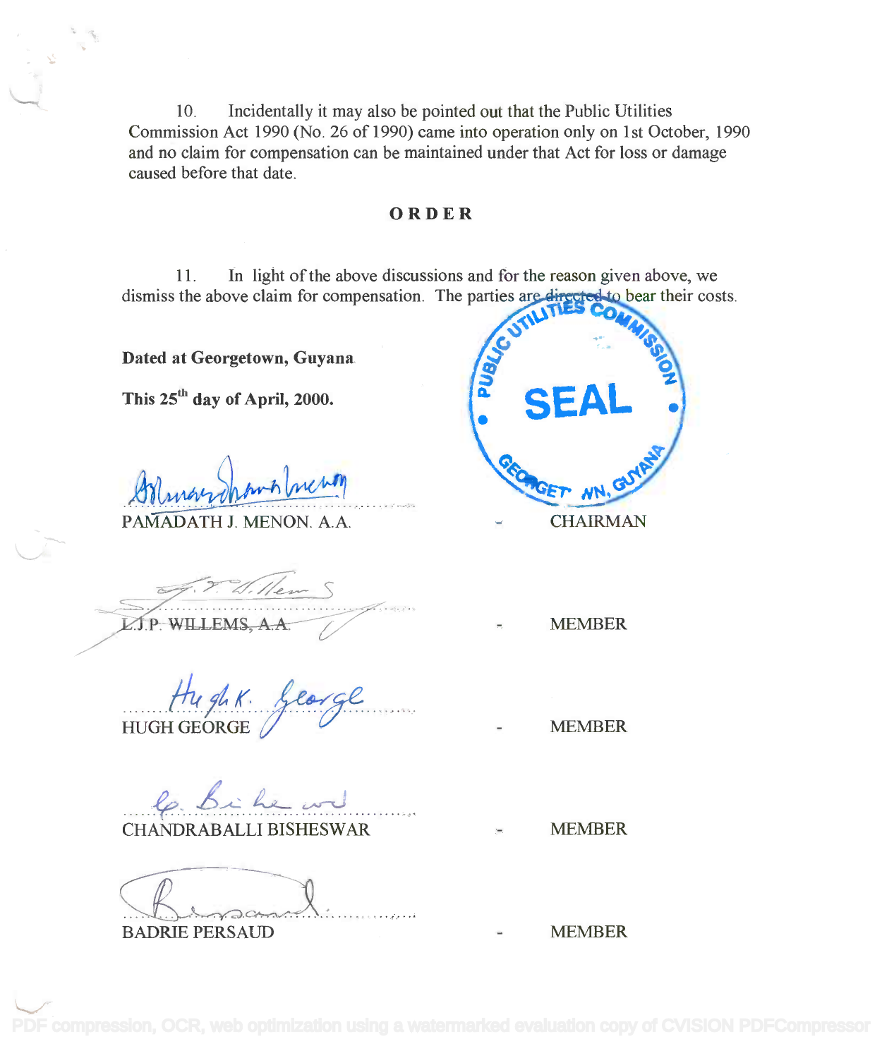10. Incidentally it may also be pointed out that the Public Utilities Commission Act 1990 (No. 26 of 1990) came into operation only on 1st October, 1990 and no claim for compensation can be maintained under that Act for loss or damage caused before that date.

## ORDER

11. In light of the above discussions and for the reason given above, we dismiss the above claim for compensation. The parties are directed to bear their costs.

**Dated at Georgetown, Guyana**

**This 25th day of April, 2000.**

PUBLIC UTILITIES COMMISSION SEAL GEORGETOWN, GUYANA

PAMADATH J. MENON. A.A. - CHAIRMAN

L.J.P. WILLEMS, A.A. - MEMBER

HUGH GEORGE - MEMBER

CHANDRABALLI BISHESWAR - MEMBER

BADRIE PERSAUD - MEMBER